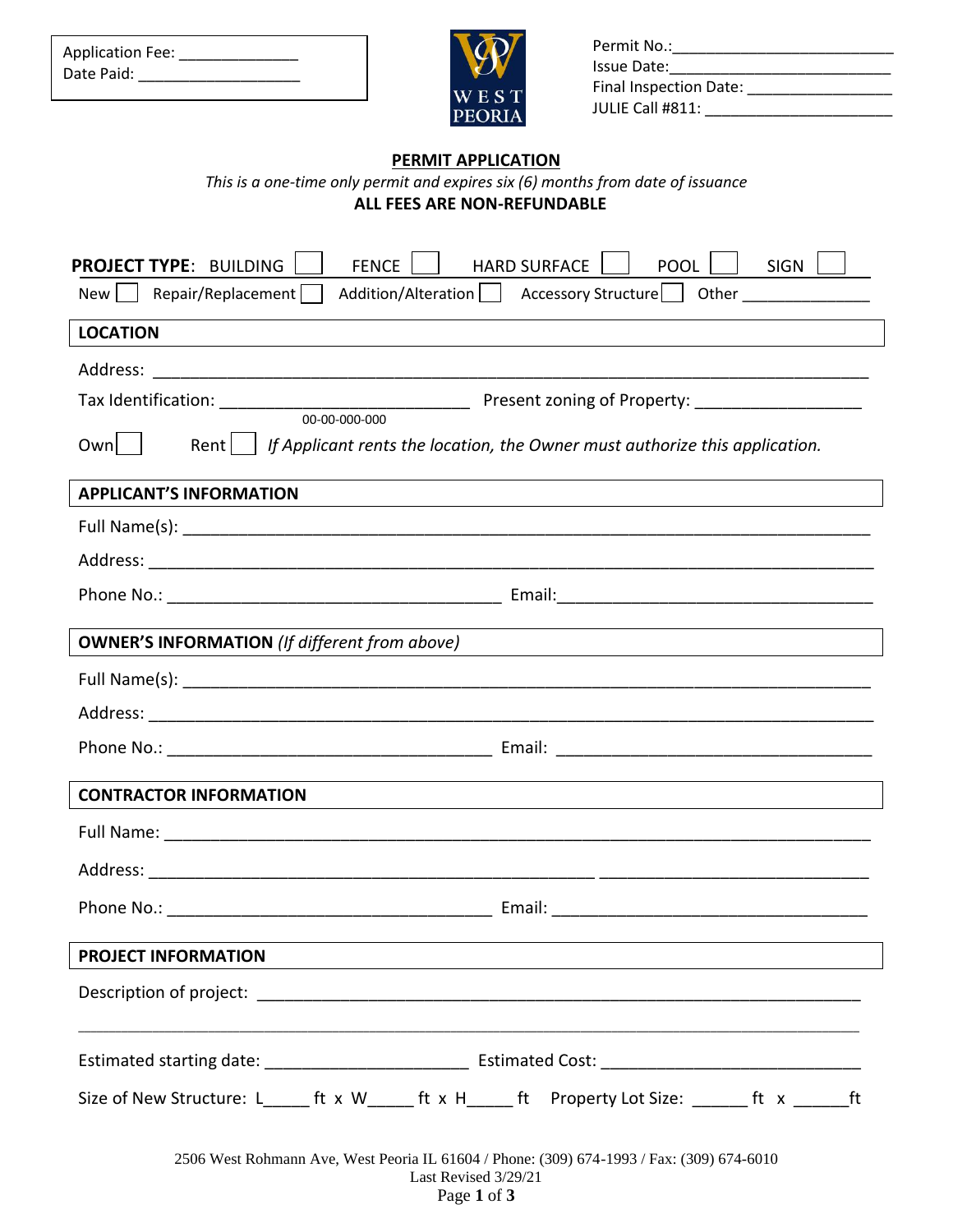Application Fee: ______________
Date Paid: ___________________

Permit No.:_________________________
Issue Date:_________________________
Final Inspection Date: ________________
JULIE Call #811: _____________________

## PERMIT APPLICATION

*This is a one-time only permit and expires six (6) months from date of issuance*

**ALL FEES ARE NON-REFUNDABLE**

**PROJECT TYPE**: BUILDING ☐ FENCE ☐ HARD SURFACE ☐ POOL ☐ SIGN ☐

New ☐ Repair/Replacement ☐ Addition/Alteration ☐ Accessory Structure ☐ Other _______________

### LOCATION

Address: ___________________________________________________________________________

Tax Identification: ___________________________ Present zoning of Property: __________________
00-00-000-000

Own ☐ Rent ☐ *If Applicant rents the location, the Owner must authorize this application.*

### APPLICANT'S INFORMATION

Full Name(s): ______________________________________________________________________

Address: __________________________________________________________________________

Phone No.: ____________________________________ Email:___________________________________

### OWNER'S INFORMATION *(If different from above)*

Full Name(s): ______________________________________________________________________

Address: __________________________________________________________________________

Phone No.: ____________________________________ Email: __________________________________

### CONTRACTOR INFORMATION

Full Name: ________________________________________________________________________

Address: __________________________________________________ ______________________________

Phone No.: ____________________________________ Email: __________________________________

### PROJECT INFORMATION

Description of project: _______________________________________________________________

_____________________________________________________________________________________

Estimated starting date: ______________________ Estimated Cost: ____________________________

Size of New Structure: L_____ ft x W_____ ft x H_____ ft Property Lot Size: ______ ft x ______ft

2506 West Rohmann Ave, West Peoria IL 61604 / Phone: (309) 674-1993 / Fax: (309) 674-6010
Last Revised 3/29/21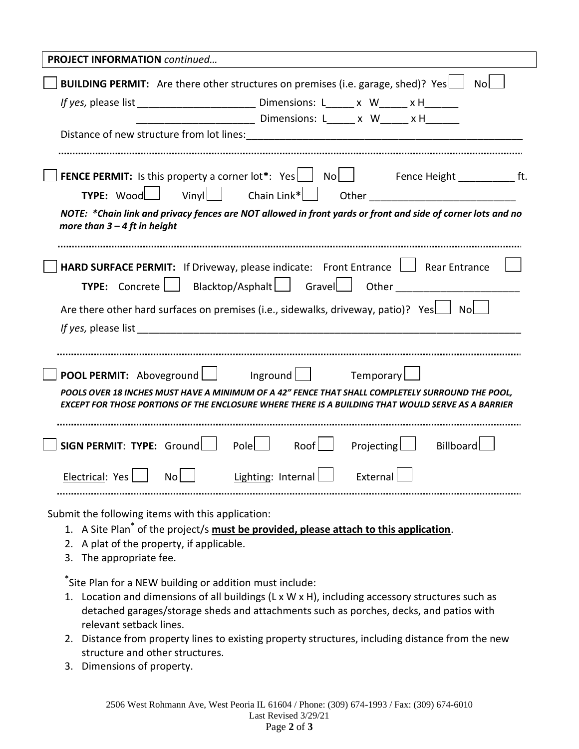**PROJECT INFORMATION** *continued…*

☐ **BUILDING PERMIT:** Are there other structures on premises (i.e. garage, shed)? Yes ☐ No ☐

*If yes,* please list _____________________ Dimensions: L_____ x W_____ x H______

_____________________ Dimensions: L_____ x W_____ x H______

Distance of new structure from lot lines:__________________________________________________

☐ **FENCE PERMIT:** Is this property a corner lot*: Yes ☐ No ☐ Fence Height __________ ft.

**TYPE:** Wood ☐ Vinyl ☐ Chain Link* ☐ Other __________________________

***NOTE: *Chain link and privacy fences are NOT allowed in front yards or front and side of corner lots and no more than 3 – 4 ft in height***

☐ **HARD SURFACE PERMIT:** If Driveway, please indicate: Front Entrance ☐ Rear Entrance ☐

**TYPE:** Concrete ☐ Blacktop/Asphalt ☐ Gravel ☐ Other ______________________

Are there other hard surfaces on premises (i.e., sidewalks, driveway, patio)? Yes ☐ No ☐

*If yes,* please list ____________________________________________________________________

☐ **POOL PERMIT:** Aboveground ☐ Inground ☐ Temporary ☐

***POOLS OVER 18 INCHES MUST HAVE A MINIMUM OF A 42" FENCE THAT SHALL COMPLETELY SURROUND THE POOL, EXCEPT FOR THOSE PORTIONS OF THE ENCLOSURE WHERE THERE IS A BUILDING THAT WOULD SERVE AS A BARRIER***

☐ **SIGN PERMIT**: **TYPE:** Ground ☐ Pole ☐ Roof ☐ Projecting ☐ Billboard ☐

Electrical: Yes ☐ No ☐ Lighting: Internal ☐ External ☐

Submit the following items with this application:

1. A Site Plan* of the project/s **must be provided, please attach to this application**.
2. A plat of the property, if applicable.
3. The appropriate fee.

*Site Plan for a NEW building or addition must include:

1. Location and dimensions of all buildings (L x W x H), including accessory structures such as detached garages/storage sheds and attachments such as porches, decks, and patios with relevant setback lines.
2. Distance from property lines to existing property structures, including distance from the new structure and other structures.
3. Dimensions of property.

2506 West Rohmann Ave, West Peoria IL 61604 / Phone: (309) 674-1993 / Fax: (309) 674-6010
Last Revised 3/29/21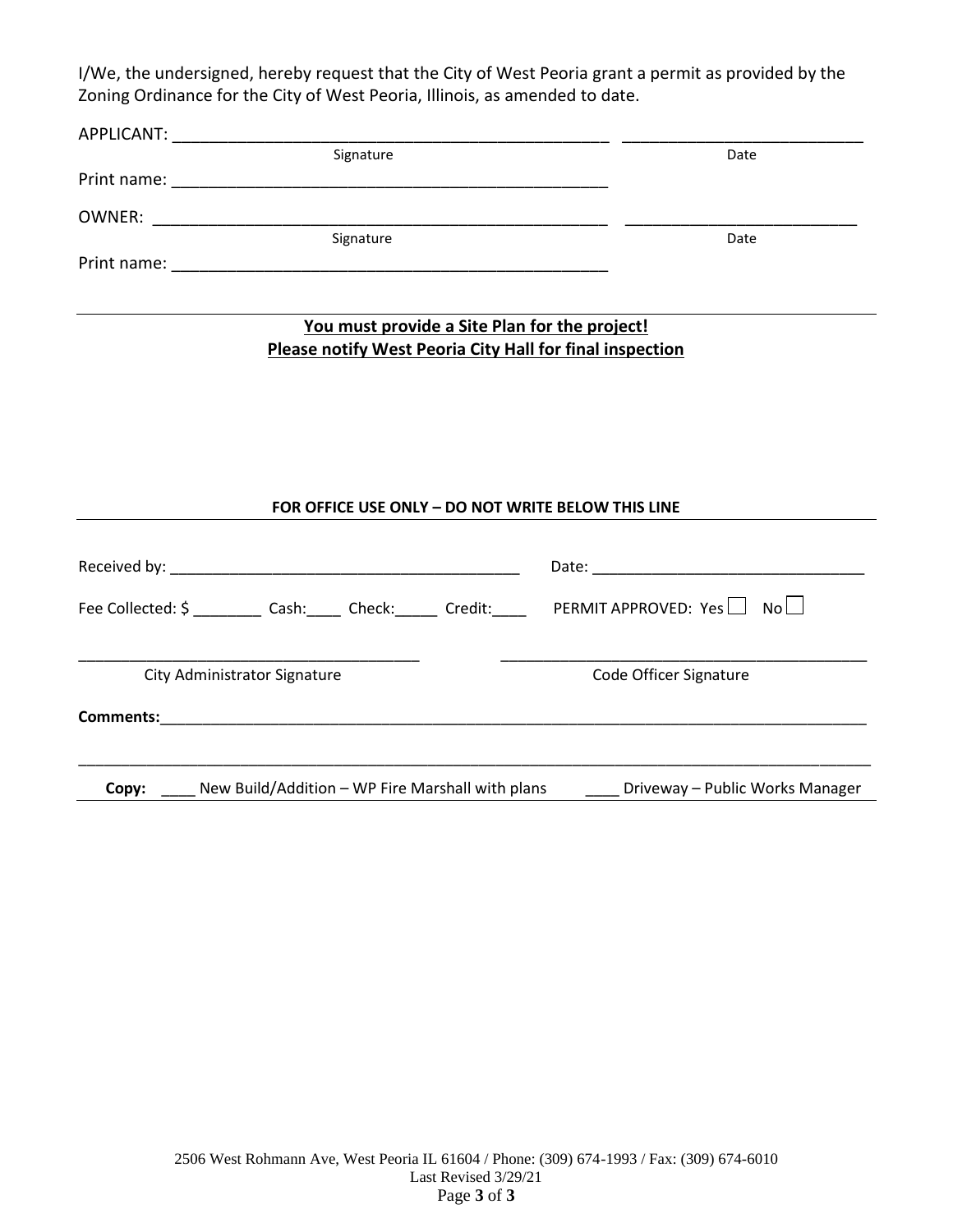I/We, the undersigned, hereby request that the City of West Peoria grant a permit as provided by the Zoning Ordinance for the City of West Peoria, Illinois, as amended to date.

APPLICANT: _______________________________________________ __________________________
Signature Date

Print name: _______________________________________________

OWNER: _________________________________________________ __________________________
Signature Date

Print name: _______________________________________________

---

**You must provide a Site Plan for the project!**
**Please notify West Peoria City Hall for final inspection**

**FOR OFFICE USE ONLY – DO NOT WRITE BELOW THIS LINE**

---

Received by: _________________________________________ Date: _________________________________

Fee Collected: $ ________ Cash:____ Check:_____ Credit:____ PERMIT APPROVED: Yes ☐ No ☐

_______________________________________ ___________________________________________
City Administrator Signature Code Officer Signature

**Comments:**_____________________________________________________________________________

_______________________________________________________________________________________

**Copy:** ____ New Build/Addition – WP Fire Marshall with plans ____ Driveway – Public Works Manager

2506 West Rohmann Ave, West Peoria IL 61604 / Phone: (309) 674-1993 / Fax: (309) 674-6010
Last Revised 3/29/21